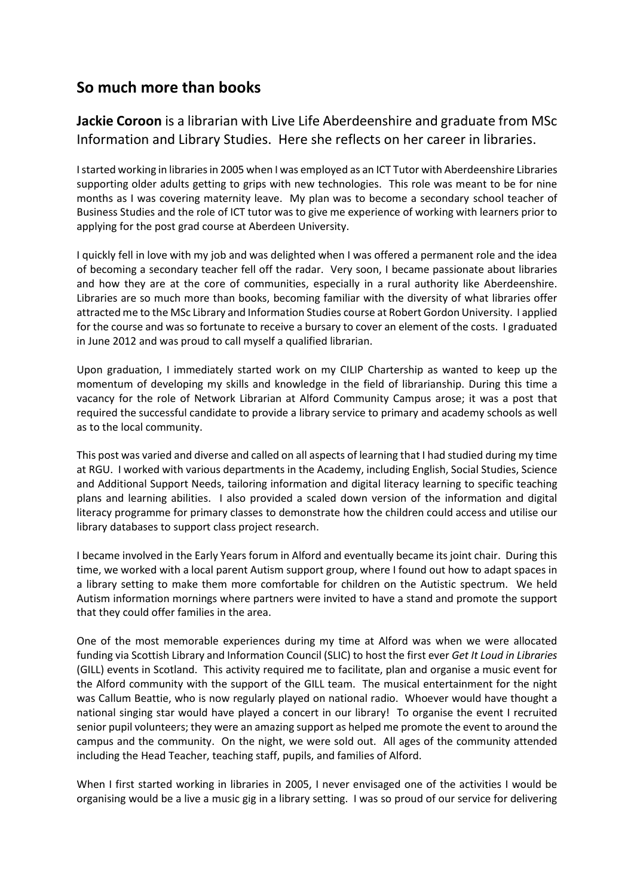## So much more than books

**Jackie Coroon** is a librarian with Live Life Aberdeenshire and graduate from MSc Information and Library Studies. Here she reflects on her career in libraries.

I started working in libraries in 2005 when I was employed as an ICT Tutor with Aberdeenshire Libraries supporting older adults getting to grips with new technologies. This role was meant to be for nine months as I was covering maternity leave. My plan was to become a secondary school teacher of Business Studies and the role of ICT tutor was to give me experience of working with learners prior to applying for the post grad course at Aberdeen University.

I quickly fell in love with my job and was delighted when I was offered a permanent role and the idea of becoming a secondary teacher fell off the radar. Very soon, I became passionate about libraries and how they are at the core of communities, especially in a rural authority like Aberdeenshire. Libraries are so much more than books, becoming familiar with the diversity of what libraries offer attracted me to the MSc Library and Information Studies course at Robert Gordon University. I applied for the course and was so fortunate to receive a bursary to cover an element of the costs. I graduated in June 2012 and was proud to call myself a qualified librarian.

Upon graduation, I immediately started work on my CILIP Chartership as wanted to keep up the momentum of developing my skills and knowledge in the field of librarianship. During this time a vacancy for the role of Network Librarian at Alford Community Campus arose; it was a post that required the successful candidate to provide a library service to primary and academy schools as well as to the local community.

This post was varied and diverse and called on all aspects of learning that I had studied during my time at RGU. I worked with various departments in the Academy, including English, Social Studies, Science and Additional Support Needs, tailoring information and digital literacy learning to specific teaching plans and learning abilities. I also provided a scaled down version of the information and digital literacy programme for primary classes to demonstrate how the children could access and utilise our library databases to support class project research.

I became involved in the Early Years forum in Alford and eventually became its joint chair. During this time, we worked with a local parent Autism support group, where I found out how to adapt spaces in a library setting to make them more comfortable for children on the Autistic spectrum. We held Autism information mornings where partners were invited to have a stand and promote the support that they could offer families in the area.

One of the most memorable experiences during my time at Alford was when we were allocated funding via Scottish Library and Information Council (SLIC) to host the first ever *Get It Loud in Libraries* (GILL) events in Scotland. This activity required me to facilitate, plan and organise a music event for the Alford community with the support of the GILL team. The musical entertainment for the night was Callum Beattie, who is now regularly played on national radio. Whoever would have thought a national singing star would have played a concert in our library! To organise the event I recruited senior pupil volunteers; they were an amazing support as helped me promote the event to around the campus and the community. On the night, we were sold out. All ages of the community attended including the Head Teacher, teaching staff, pupils, and families of Alford.

When I first started working in libraries in 2005, I never envisaged one of the activities I would be organising would be a live a music gig in a library setting. I was so proud of our service for delivering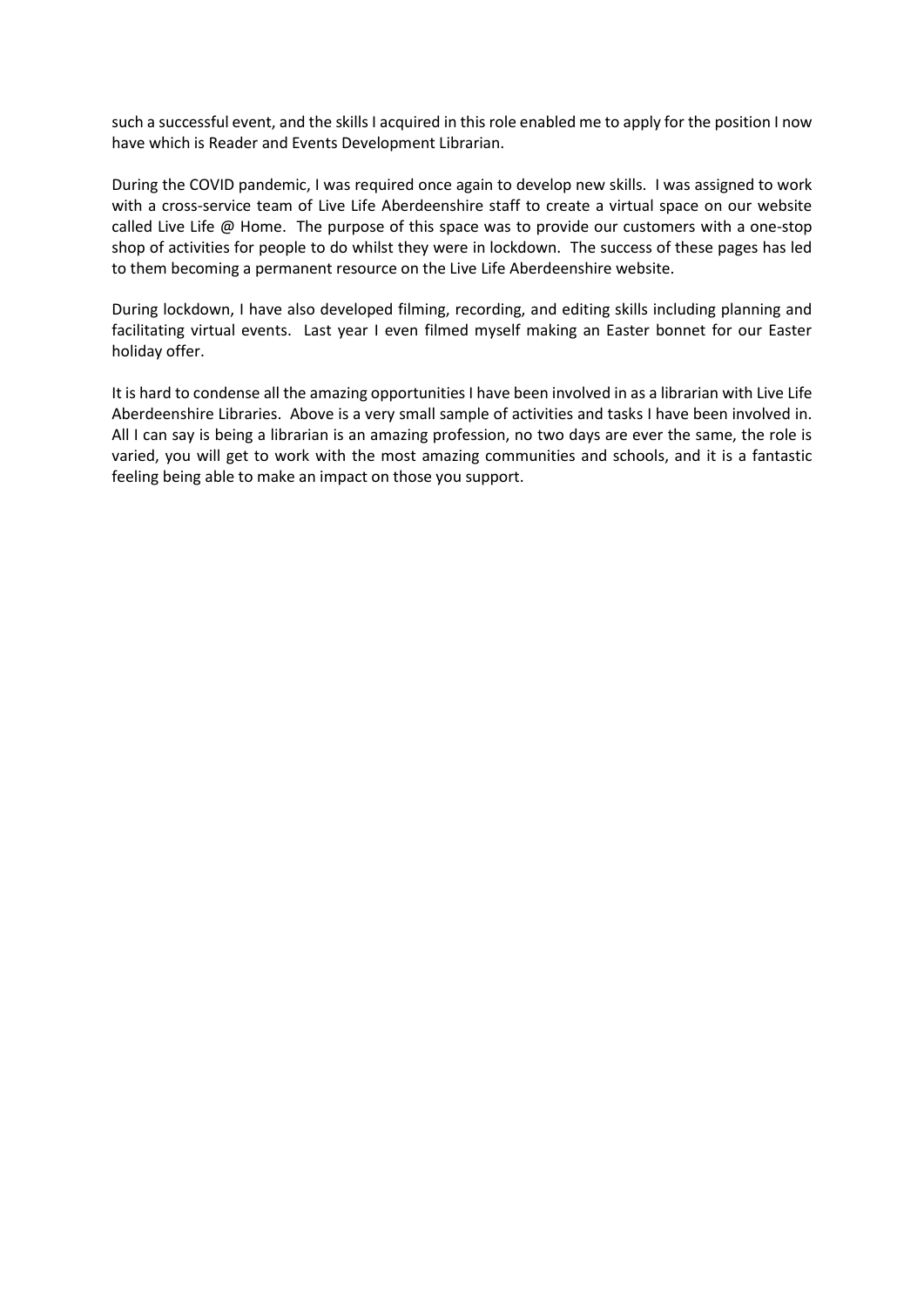such a successful event, and the skills I acquired in this role enabled me to apply for the position I now have which is Reader and Events Development Librarian.

During the COVID pandemic, I was required once again to develop new skills. I was assigned to work with a cross-service team of Live Life Aberdeenshire staff to create a virtual space on our website called Live Life @ Home. The purpose of this space was to provide our customers with a one-stop shop of activities for people to do whilst they were in lockdown. The success of these pages has led to them becoming a permanent resource on the Live Life Aberdeenshire website.

During lockdown, I have also developed filming, recording, and editing skills including planning and facilitating virtual events. Last year I even filmed myself making an Easter bonnet for our Easter holiday offer.

It is hard to condense all the amazing opportunities I have been involved in as a librarian with Live Life Aberdeenshire Libraries. Above is a very small sample of activities and tasks I have been involved in. All I can say is being a librarian is an amazing profession, no two days are ever the same, the role is varied, you will get to work with the most amazing communities and schools, and it is a fantastic feeling being able to make an impact on those you support.